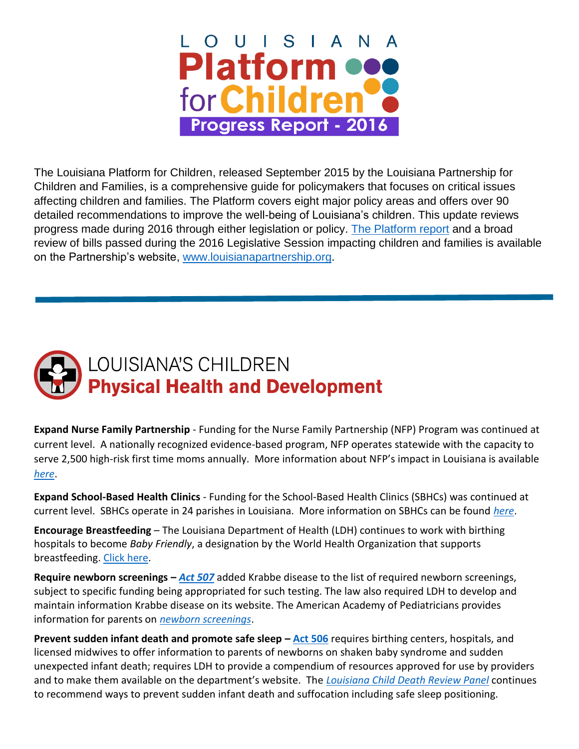# LOUISIANA Platform for Children

## Progress Report - 2016

The Louisiana Platform for Children, released September 2015 by the Louisiana Partnership for Children and Families, is a comprehensive guide for policymakers that focuses on critical issues affecting children and families. The Platform covers eight major policy areas and offers over 90 detailed recommendations to improve the well-being of Louisiana's children. This update reviews progress made during 2016 through either legislation or policy. The Platform report and a broad review of bills passed during the 2016 Legislative Session impacting children and families is available on the Partnership's website, www.louisianapartnership.org.

---

## LOUISIANA'S CHILDREN
## Physical Health and Development

**Expand Nurse Family Partnership** - Funding for the Nurse Family Partnership (NFP) Program was continued at current level. A nationally recognized evidence-based program, NFP operates statewide with the capacity to serve 2,500 high-risk first time moms annually. More information about NFP's impact in Louisiana is available *here*.

**Expand School-Based Health Clinics** - Funding for the School-Based Health Clinics (SBHCs) was continued at current level. SBHCs operate in 24 parishes in Louisiana. More information on SBHCs can be found *here*.

**Encourage Breastfeeding** – The Louisiana Department of Health (LDH) continues to work with birthing hospitals to become *Baby Friendly*, a designation by the World Health Organization that supports breastfeeding. Click here.

**Require newborn screenings –** ***Act 507*** added Krabbe disease to the list of required newborn screenings, subject to specific funding being appropriated for such testing. The law also required LDH to develop and maintain information Krabbe disease on its website. The American Academy of Pediatricians provides information for parents on *newborn screenings*.

**Prevent sudden infant death and promote safe sleep – Act 506** requires birthing centers, hospitals, and licensed midwives to offer information to parents of newborns on shaken baby syndrome and sudden unexpected infant death; requires LDH to provide a compendium of resources approved for use by providers and to make them available on the department's website. The *Louisiana Child Death Review Panel* continues to recommend ways to prevent sudden infant death and suffocation including safe sleep positioning.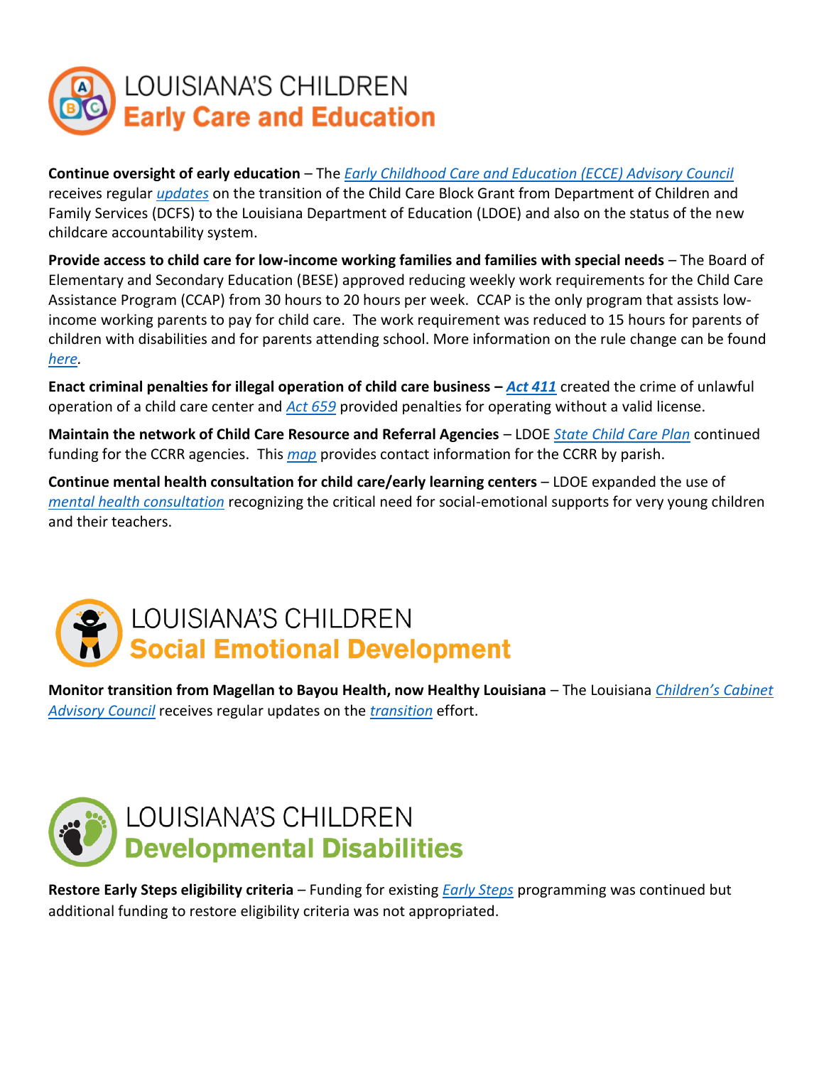## LOUISIANA'S CHILDREN
## Early Care and Education

**Continue oversight of early education** – The *Early Childhood Care and Education (ECCE) Advisory Council* receives regular *updates* on the transition of the Child Care Block Grant from Department of Children and Family Services (DCFS) to the Louisiana Department of Education (LDOE) and also on the status of the new childcare accountability system.

**Provide access to child care for low-income working families and families with special needs** – The Board of Elementary and Secondary Education (BESE) approved reducing weekly work requirements for the Child Care Assistance Program (CCAP) from 30 hours to 20 hours per week. CCAP is the only program that assists low-income working parents to pay for child care. The work requirement was reduced to 15 hours for parents of children with disabilities and for parents attending school. More information on the rule change can be found *here*.

**Enact criminal penalties for illegal operation of child care business –** ***Act 411*** created the crime of unlawful operation of a child care center and *Act 659* provided penalties for operating without a valid license.

**Maintain the network of Child Care Resource and Referral Agencies** – LDOE *State Child Care Plan* continued funding for the CCRR agencies. This *map* provides contact information for the CCRR by parish.

**Continue mental health consultation for child care/early learning centers** – LDOE expanded the use of *mental health consultation* recognizing the critical need for social-emotional supports for very young children and their teachers.

## LOUISIANA'S CHILDREN
## Social Emotional Development

**Monitor transition from Magellan to Bayou Health, now Healthy Louisiana** – The Louisiana *Children's Cabinet Advisory Council* receives regular updates on the *transition* effort.

## LOUISIANA'S CHILDREN
## Developmental Disabilities

**Restore Early Steps eligibility criteria** – Funding for existing *Early Steps* programming was continued but additional funding to restore eligibility criteria was not appropriated.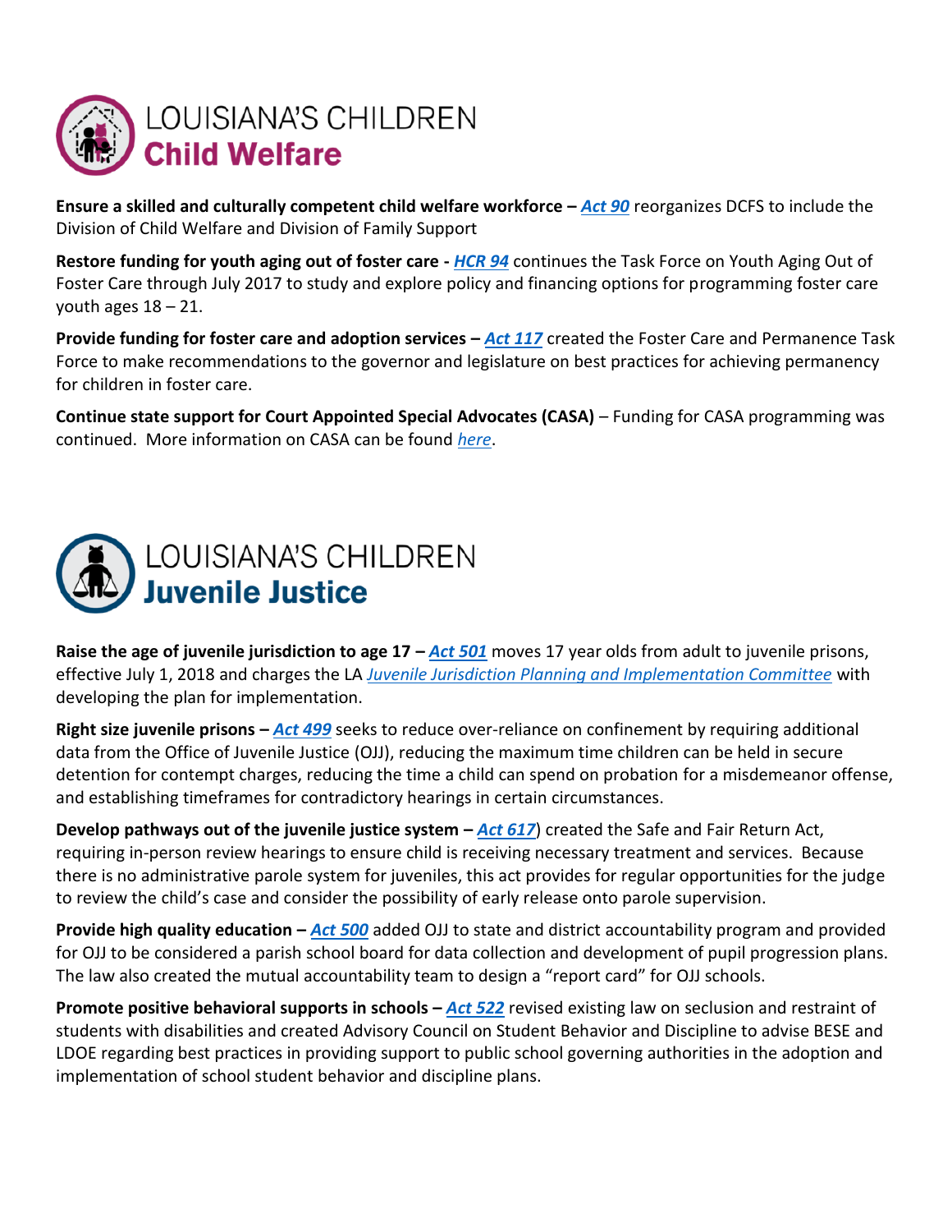# LOUISIANA'S CHILDREN
## Child Welfare

**Ensure a skilled and culturally competent child welfare workforce –** ***Act 90*** reorganizes DCFS to include the Division of Child Welfare and Division of Family Support

**Restore funding for youth aging out of foster care -** ***HCR 94*** continues the Task Force on Youth Aging Out of Foster Care through July 2017 to study and explore policy and financing options for programming foster care youth ages 18 – 21.

**Provide funding for foster care and adoption services –** ***Act 117*** created the Foster Care and Permanence Task Force to make recommendations to the governor and legislature on best practices for achieving permanency for children in foster care.

**Continue state support for Court Appointed Special Advocates (CASA)** – Funding for CASA programming was continued. More information on CASA can be found *here*.

# LOUISIANA'S CHILDREN
## Juvenile Justice

**Raise the age of juvenile jurisdiction to age 17 –** ***Act 501*** moves 17 year olds from adult to juvenile prisons, effective July 1, 2018 and charges the LA *Juvenile Jurisdiction Planning and Implementation Committee* with developing the plan for implementation.

**Right size juvenile prisons –** ***Act 499*** seeks to reduce over-reliance on confinement by requiring additional data from the Office of Juvenile Justice (OJJ), reducing the maximum time children can be held in secure detention for contempt charges, reducing the time a child can spend on probation for a misdemeanor offense, and establishing timeframes for contradictory hearings in certain circumstances.

**Develop pathways out of the juvenile justice system –** ***Act 617***) created the Safe and Fair Return Act, requiring in-person review hearings to ensure child is receiving necessary treatment and services. Because there is no administrative parole system for juveniles, this act provides for regular opportunities for the judge to review the child's case and consider the possibility of early release onto parole supervision.

**Provide high quality education –** ***Act 500*** added OJJ to state and district accountability program and provided for OJJ to be considered a parish school board for data collection and development of pupil progression plans. The law also created the mutual accountability team to design a "report card" for OJJ schools.

**Promote positive behavioral supports in schools –** ***Act 522*** revised existing law on seclusion and restraint of students with disabilities and created Advisory Council on Student Behavior and Discipline to advise BESE and LDOE regarding best practices in providing support to public school governing authorities in the adoption and implementation of school student behavior and discipline plans.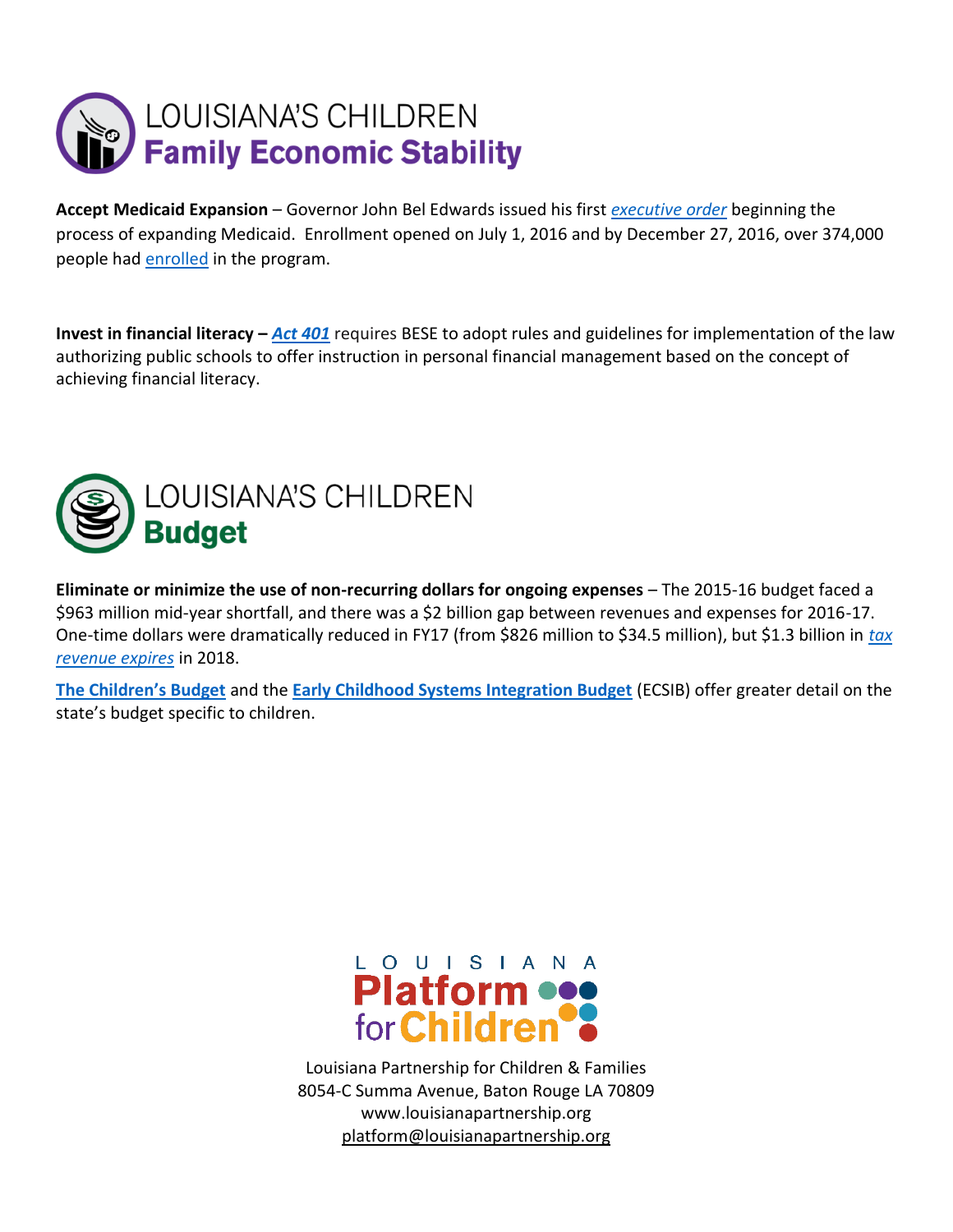## LOUISIANA'S CHILDREN
## Family Economic Stability

**Accept Medicaid Expansion** – Governor John Bel Edwards issued his first *executive order* beginning the process of expanding Medicaid. Enrollment opened on July 1, 2016 and by December 27, 2016, over 374,000 people had enrolled in the program.

**Invest in financial literacy –** ***Act 401*** requires BESE to adopt rules and guidelines for implementation of the law authorizing public schools to offer instruction in personal financial management based on the concept of achieving financial literacy.

## LOUISIANA'S CHILDREN
## Budget

**Eliminate or minimize the use of non-recurring dollars for ongoing expenses** – The 2015-16 budget faced a $963 million mid-year shortfall, and there was a $2 billion gap between revenues and expenses for 2016-17. One-time dollars were dramatically reduced in FY17 (from $826 million to $34.5 million), but $1.3 billion in *tax revenue expires* in 2018.

**The Children's Budget** and the **Early Childhood Systems Integration Budget** (ECSIB) offer greater detail on the state's budget specific to children.

LOUISIANA
Platform for Children

Louisiana Partnership for Children & Families
8054-C Summa Avenue, Baton Rouge LA 70809
www.louisianapartnership.org
platform@louisianapartnership.org